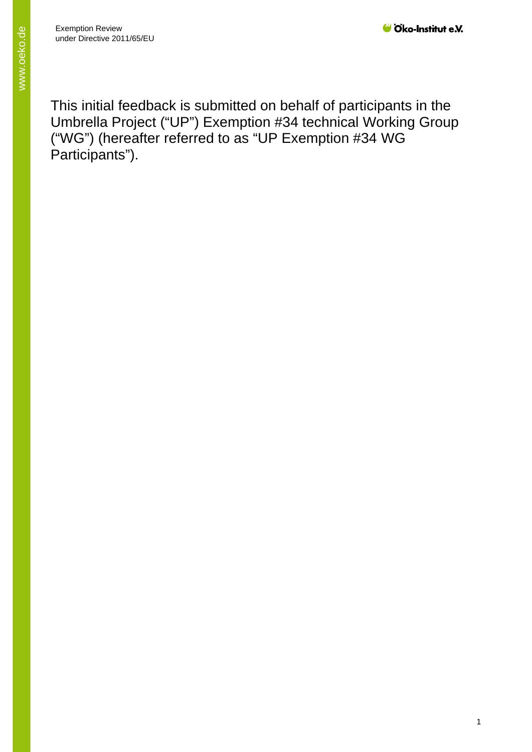This initial feedback is submitted on behalf of participants in the Umbrella Project ("UP") Exemption #34 technical Working Group ("WG") (hereafter referred to as "UP Exemption #34 WG Participants").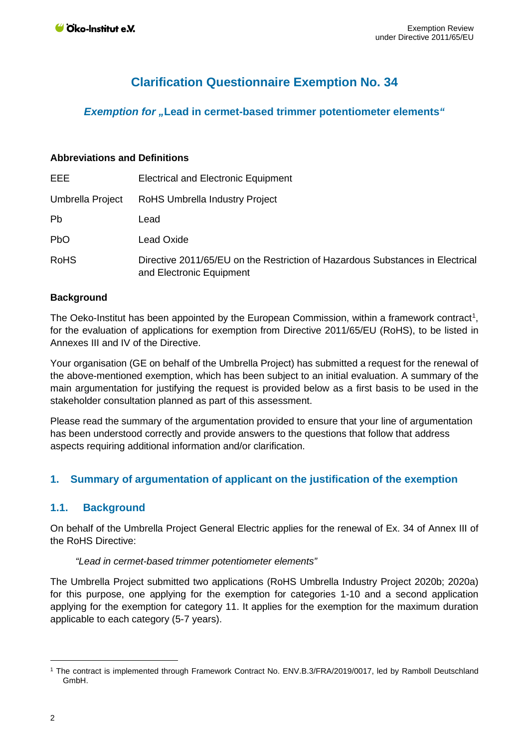# Clarification Questionnaire Exemption No. 34

## *Exemption for* „Lead in cermet-based trimmer potentiometer elements"

**Abbreviations and Definitions**

| | |
|---|---|
| EEE | Electrical and Electronic Equipment |
| Umbrella Project | RoHS Umbrella Industry Project |
| Pb | Lead |
| PbO | Lead Oxide |
| RoHS | Directive 2011/65/EU on the Restriction of Hazardous Substances in Electrical and Electronic Equipment |

**Background**

The Oeko-Institut has been appointed by the European Commission, within a framework contract[1], for the evaluation of applications for exemption from Directive 2011/65/EU (RoHS), to be listed in Annexes III and IV of the Directive.

Your organisation (GE on behalf of the Umbrella Project) has submitted a request for the renewal of the above-mentioned exemption, which has been subject to an initial evaluation. A summary of the main argumentation for justifying the request is provided below as a first basis to be used in the stakeholder consultation planned as part of this assessment.

Please read the summary of the argumentation provided to ensure that your line of argumentation has been understood correctly and provide answers to the questions that follow that address aspects requiring additional information and/or clarification.

## 1. Summary of argumentation of applicant on the justification of the exemption

### 1.1. Background

On behalf of the Umbrella Project General Electric applies for the renewal of Ex. 34 of Annex III of the RoHS Directive:

*"Lead in cermet-based trimmer potentiometer elements"*

The Umbrella Project submitted two applications (RoHS Umbrella Industry Project 2020b; 2020a) for this purpose, one applying for the exemption for categories 1-10 and a second application applying for the exemption for category 11. It applies for the exemption for the maximum duration applicable to each category (5-7 years).

[1] The contract is implemented through Framework Contract No. ENV.B.3/FRA/2019/0017, led by Ramboll Deutschland GmbH.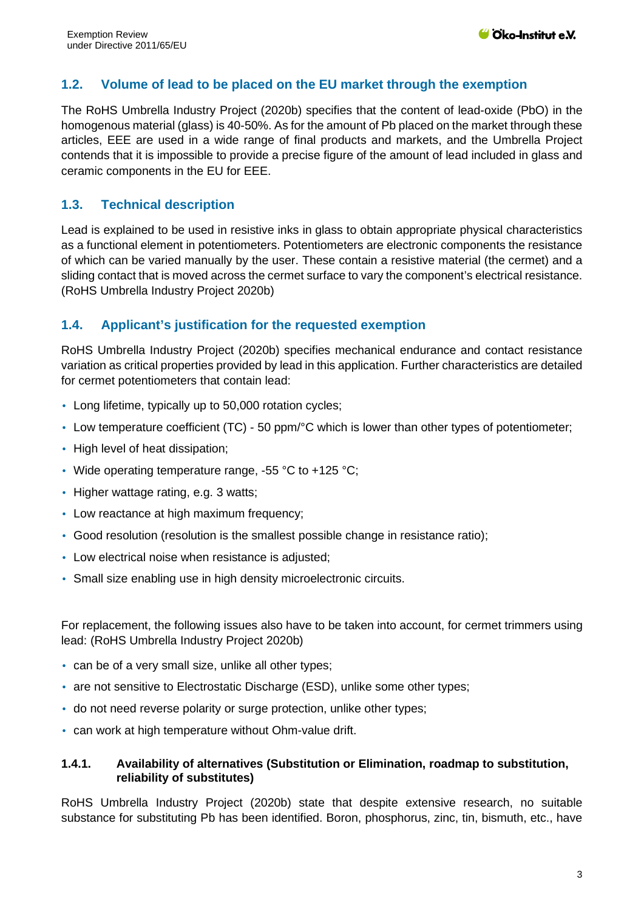## 1.2. Volume of lead to be placed on the EU market through the exemption

The RoHS Umbrella Industry Project (2020b) specifies that the content of lead-oxide (PbO) in the homogenous material (glass) is 40-50%. As for the amount of Pb placed on the market through these articles, EEE are used in a wide range of final products and markets, and the Umbrella Project contends that it is impossible to provide a precise figure of the amount of lead included in glass and ceramic components in the EU for EEE.

## 1.3. Technical description

Lead is explained to be used in resistive inks in glass to obtain appropriate physical characteristics as a functional element in potentiometers. Potentiometers are electronic components the resistance of which can be varied manually by the user. These contain a resistive material (the cermet) and a sliding contact that is moved across the cermet surface to vary the component's electrical resistance. (RoHS Umbrella Industry Project 2020b)

## 1.4. Applicant's justification for the requested exemption

RoHS Umbrella Industry Project (2020b) specifies mechanical endurance and contact resistance variation as critical properties provided by lead in this application. Further characteristics are detailed for cermet potentiometers that contain lead:

- Long lifetime, typically up to 50,000 rotation cycles;
- Low temperature coefficient (TC) - 50 ppm/°C which is lower than other types of potentiometer;
- High level of heat dissipation;
- Wide operating temperature range, -55 °C to +125 °C;
- Higher wattage rating, e.g. 3 watts;
- Low reactance at high maximum frequency;
- Good resolution (resolution is the smallest possible change in resistance ratio);
- Low electrical noise when resistance is adjusted;
- Small size enabling use in high density microelectronic circuits.

For replacement, the following issues also have to be taken into account, for cermet trimmers using lead: (RoHS Umbrella Industry Project 2020b)

- can be of a very small size, unlike all other types;
- are not sensitive to Electrostatic Discharge (ESD), unlike some other types;
- do not need reverse polarity or surge protection, unlike other types;
- can work at high temperature without Ohm-value drift.

### 1.4.1. Availability of alternatives (Substitution or Elimination, roadmap to substitution, reliability of substitutes)

RoHS Umbrella Industry Project (2020b) state that despite extensive research, no suitable substance for substituting Pb has been identified. Boron, phosphorus, zinc, tin, bismuth, etc., have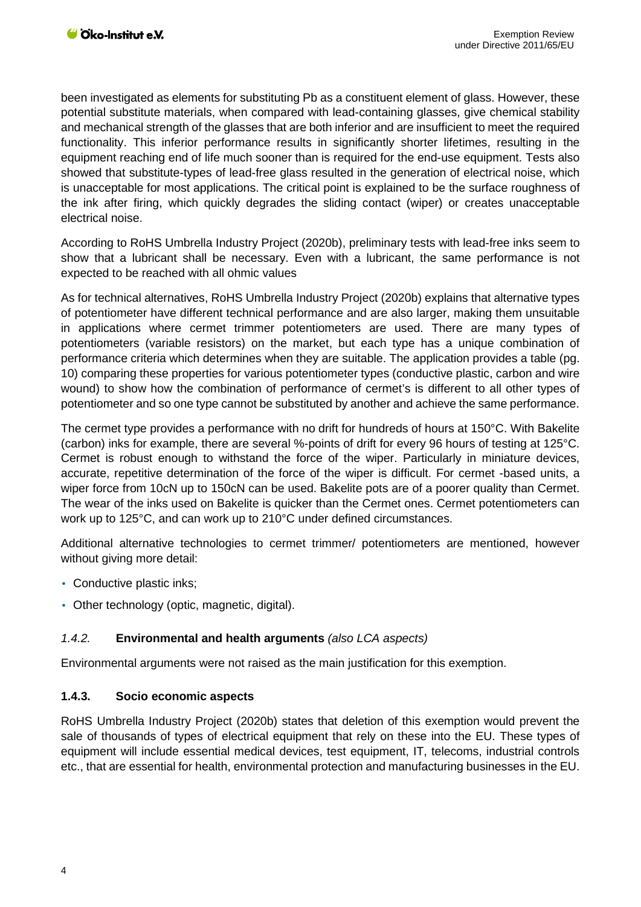been investigated as elements for substituting Pb as a constituent element of glass. However, these potential substitute materials, when compared with lead-containing glasses, give chemical stability and mechanical strength of the glasses that are both inferior and are insufficient to meet the required functionality. This inferior performance results in significantly shorter lifetimes, resulting in the equipment reaching end of life much sooner than is required for the end-use equipment. Tests also showed that substitute-types of lead-free glass resulted in the generation of electrical noise, which is unacceptable for most applications. The critical point is explained to be the surface roughness of the ink after firing, which quickly degrades the sliding contact (wiper) or creates unacceptable electrical noise.

According to RoHS Umbrella Industry Project (2020b), preliminary tests with lead-free inks seem to show that a lubricant shall be necessary. Even with a lubricant, the same performance is not expected to be reached with all ohmic values

As for technical alternatives, RoHS Umbrella Industry Project (2020b) explains that alternative types of potentiometer have different technical performance and are also larger, making them unsuitable in applications where cermet trimmer potentiometers are used. There are many types of potentiometers (variable resistors) on the market, but each type has a unique combination of performance criteria which determines when they are suitable. The application provides a table (pg. 10) comparing these properties for various potentiometer types (conductive plastic, carbon and wire wound) to show how the combination of performance of cermet's is different to all other types of potentiometer and so one type cannot be substituted by another and achieve the same performance.

The cermet type provides a performance with no drift for hundreds of hours at 150°C. With Bakelite (carbon) inks for example, there are several %-points of drift for every 96 hours of testing at 125°C. Cermet is robust enough to withstand the force of the wiper. Particularly in miniature devices, accurate, repetitive determination of the force of the wiper is difficult. For cermet -based units, a wiper force from 10cN up to 150cN can be used. Bakelite pots are of a poorer quality than Cermet. The wear of the inks used on Bakelite is quicker than the Cermet ones. Cermet potentiometers can work up to 125°C, and can work up to 210°C under defined circumstances.

Additional alternative technologies to cermet trimmer/ potentiometers are mentioned, however without giving more detail:

- Conductive plastic inks;
- Other technology (optic, magnetic, digital).

### *1.4.2.* **Environmental and health arguments** *(also LCA aspects)*

Environmental arguments were not raised as the main justification for this exemption.

### 1.4.3. Socio economic aspects

RoHS Umbrella Industry Project (2020b) states that deletion of this exemption would prevent the sale of thousands of types of electrical equipment that rely on these into the EU. These types of equipment will include essential medical devices, test equipment, IT, telecoms, industrial controls etc., that are essential for health, environmental protection and manufacturing businesses in the EU.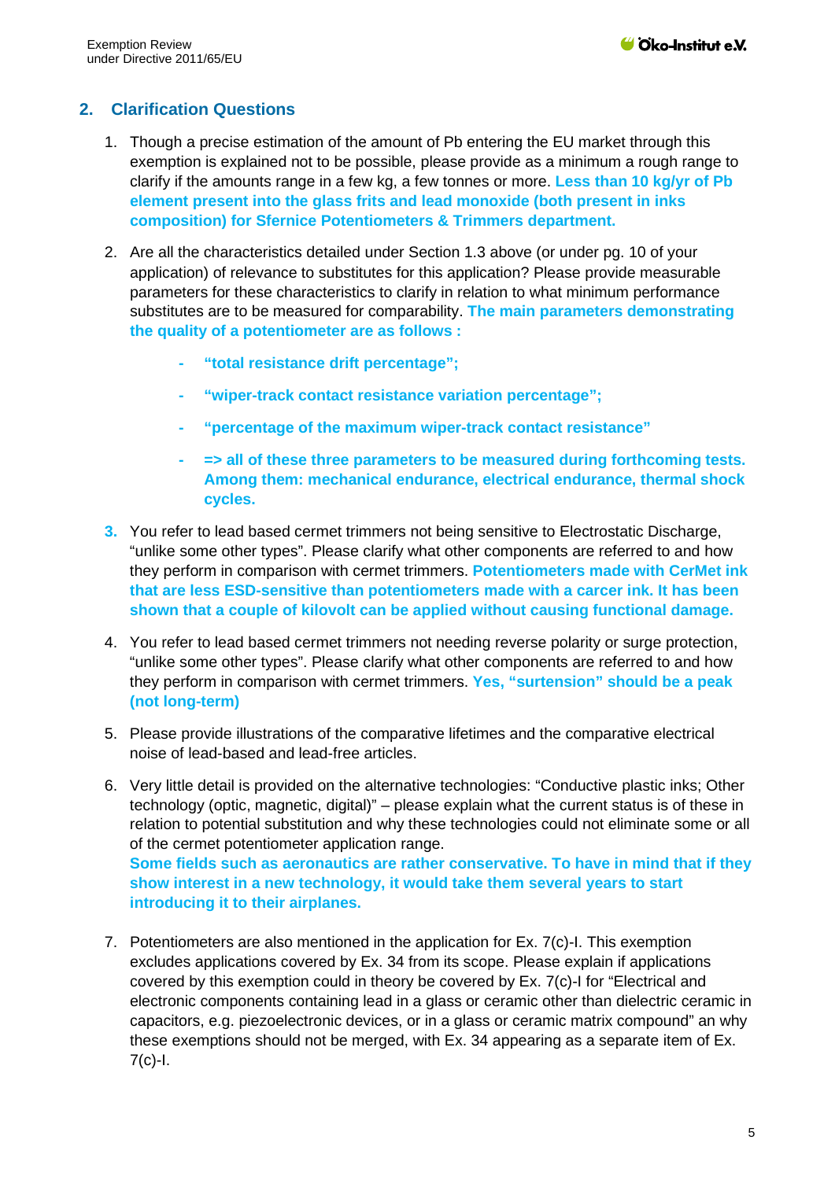## 2. Clarification Questions

1. Though a precise estimation of the amount of Pb entering the EU market through this exemption is explained not to be possible, please provide as a minimum a rough range to clarify if the amounts range in a few kg, a few tonnes or more. **Less than 10 kg/yr of Pb element present into the glass frits and lead monoxide (both present in inks composition) for Sfernice Potentiometers & Trimmers department.**

2. Are all the characteristics detailed under Section 1.3 above (or under pg. 10 of your application) of relevance to substitutes for this application? Please provide measurable parameters for these characteristics to clarify in relation to what minimum performance substitutes are to be measured for comparability. **The main parameters demonstrating the quality of a potentiometer are as follows :**

   - **"total resistance drift percentage";**
   - **"wiper-track contact resistance variation percentage";**
   - **"percentage of the maximum wiper-track contact resistance"**
   - **=> all of these three parameters to be measured during forthcoming tests. Among them: mechanical endurance, electrical endurance, thermal shock cycles.**

3. You refer to lead based cermet trimmers not being sensitive to Electrostatic Discharge, "unlike some other types". Please clarify what other components are referred to and how they perform in comparison with cermet trimmers. **Potentiometers made with CerMet ink that are less ESD-sensitive than potentiometers made with a carcer ink. It has been shown that a couple of kilovolt can be applied without causing functional damage.**

4. You refer to lead based cermet trimmers not needing reverse polarity or surge protection, "unlike some other types". Please clarify what other components are referred to and how they perform in comparison with cermet trimmers. **Yes, "surtension" should be a peak (not long-term)**

5. Please provide illustrations of the comparative lifetimes and the comparative electrical noise of lead-based and lead-free articles.

6. Very little detail is provided on the alternative technologies: "Conductive plastic inks; Other technology (optic, magnetic, digital)" – please explain what the current status is of these in relation to potential substitution and why these technologies could not eliminate some or all of the cermet potentiometer application range.
   **Some fields such as aeronautics are rather conservative. To have in mind that if they show interest in a new technology, it would take them several years to start introducing it to their airplanes.**

7. Potentiometers are also mentioned in the application for Ex. 7(c)-I. This exemption excludes applications covered by Ex. 34 from its scope. Please explain if applications covered by this exemption could in theory be covered by Ex. 7(c)-I for "Electrical and electronic components containing lead in a glass or ceramic other than dielectric ceramic in capacitors, e.g. piezoelectronic devices, or in a glass or ceramic matrix compound" an why these exemptions should not be merged, with Ex. 34 appearing as a separate item of Ex. 7(c)-I.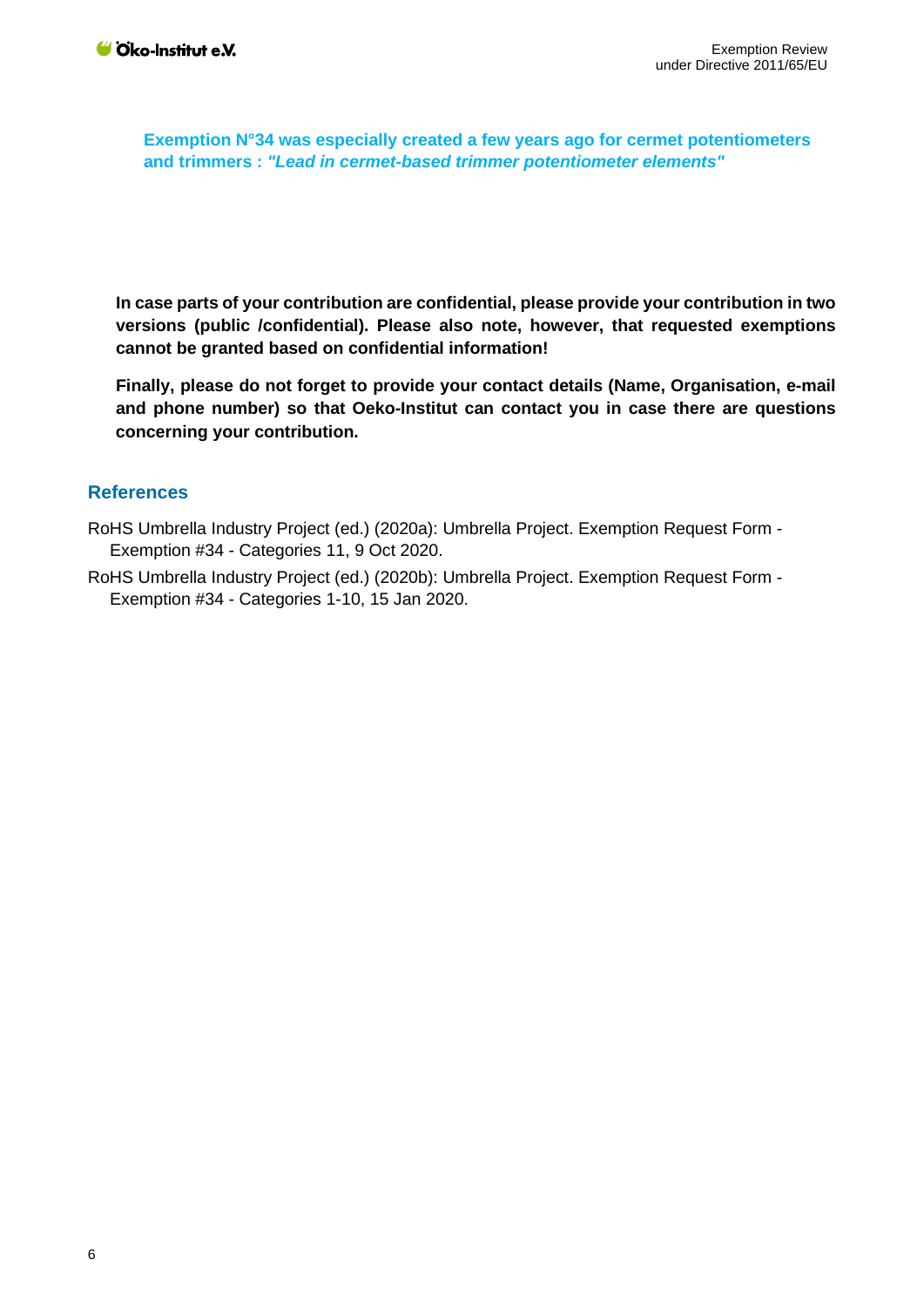**Exemption N°34 was especially created a few years ago for cermet potentiometers and trimmers : *"Lead in cermet-based trimmer potentiometer elements"***

**In case parts of your contribution are confidential, please provide your contribution in two versions (public /confidential). Please also note, however, that requested exemptions cannot be granted based on confidential information!**

**Finally, please do not forget to provide your contact details (Name, Organisation, e-mail and phone number) so that Oeko-Institut can contact you in case there are questions concerning your contribution.**

## References

RoHS Umbrella Industry Project (ed.) (2020a): Umbrella Project. Exemption Request Form - Exemption #34 - Categories 11, 9 Oct 2020.

RoHS Umbrella Industry Project (ed.) (2020b): Umbrella Project. Exemption Request Form - Exemption #34 - Categories 1-10, 15 Jan 2020.